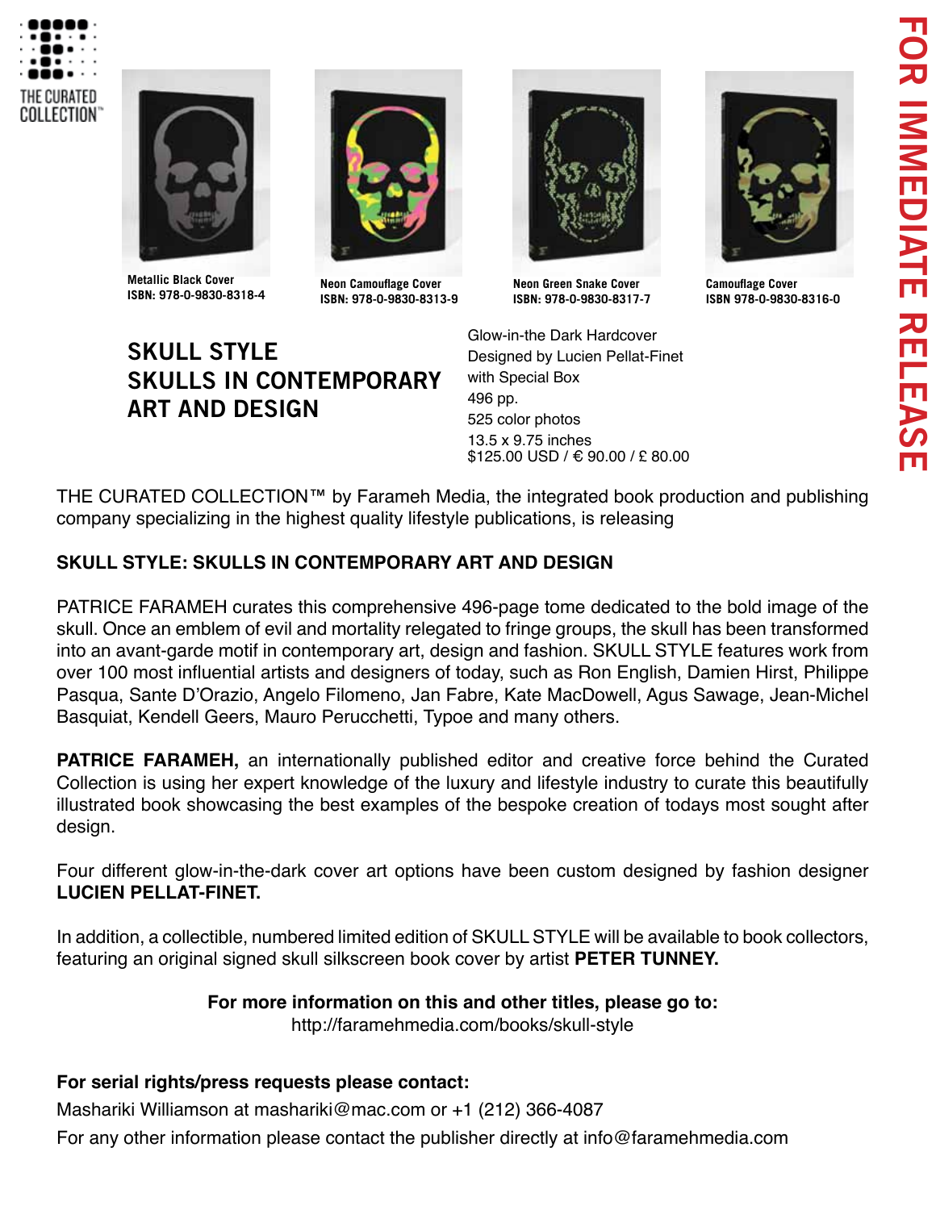FOR IMMEDIATE RELEASE

THE CURATED COLLECTION™

**Metallic Black Cover**
**ISBN: 978-0-9830-8318-4**

**Neon Camouflage Cover**
**ISBN: 978-0-9830-8313-9**

**Neon Green Snake Cover**
**ISBN: 978-0-9830-8317-7**

**Camouflage Cover**
**ISBN 978-0-9830-8316-0**

# SKULL STYLE
# SKULLS IN CONTEMPORARY ART AND DESIGN

Glow-in-the Dark Hardcover
Designed by Lucien Pellat-Finet
with Special Box
496 pp.
525 color photos
13.5 x 9.75 inches
$125.00 USD / € 90.00 / £ 80.00

THE CURATED COLLECTION™ by Farameh Media, the integrated book production and publishing company specializing in the highest quality lifestyle publications, is releasing

**SKULL STYLE: SKULLS IN CONTEMPORARY ART AND DESIGN**

PATRICE FARAMEH curates this comprehensive 496-page tome dedicated to the bold image of the skull. Once an emblem of evil and mortality relegated to fringe groups, the skull has been transformed into an avant-garde motif in contemporary art, design and fashion. SKULL STYLE features work from over 100 most influential artists and designers of today, such as Ron English, Damien Hirst, Philippe Pasqua, Sante D'Orazio, Angelo Filomeno, Jan Fabre, Kate MacDowell, Agus Sawage, Jean-Michel Basquiat, Kendell Geers, Mauro Perucchetti, Typoe and many others.

**PATRICE FARAMEH,** an internationally published editor and creative force behind the Curated Collection is using her expert knowledge of the luxury and lifestyle industry to curate this beautifully illustrated book showcasing the best examples of the bespoke creation of todays most sought after design.

Four different glow-in-the-dark cover art options have been custom designed by fashion designer **LUCIEN PELLAT-FINET.**

In addition, a collectible, numbered limited edition of SKULL STYLE will be available to book collectors, featuring an original signed skull silkscreen book cover by artist **PETER TUNNEY.**

**For more information on this and other titles, please go to:**
http://faramehmedia.com/books/skull-style

**For serial rights/press requests please contact:**
Mashariki Williamson at mashariki@mac.com or +1 (212) 366-4087
For any other information please contact the publisher directly at info@faramehmedia.com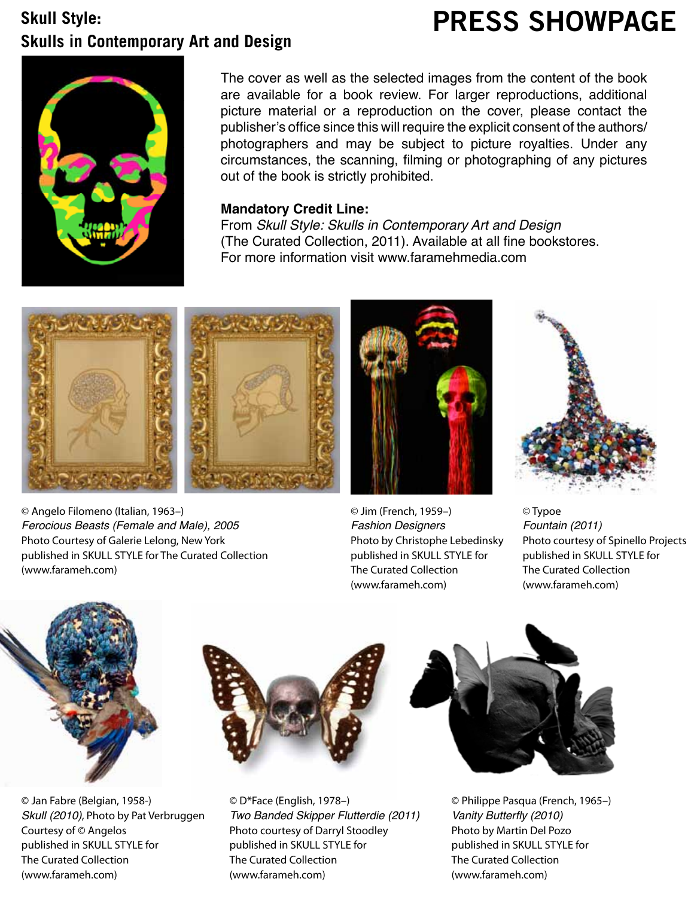# Skull Style: Skulls in Contemporary Art and Design

# PRESS SHOWPAGE

The cover as well as the selected images from the content of the book are available for a book review. For larger reproductions, additional picture material or a reproduction on the cover, please contact the publisher's office since this will require the explicit consent of the authors/ photographers and may be subject to picture royalties. Under any circumstances, the scanning, filming or photographing of any pictures out of the book is strictly prohibited.

**Mandatory Credit Line:**
From *Skull Style: Skulls in Contemporary Art and Design* (The Curated Collection, 2011). Available at all fine bookstores.
For more information visit www.faramehmedia.com

© Angelo Filomeno (Italian, 1963–)
*Ferocious Beasts (Female and Male), 2005*
Photo Courtesy of Galerie Lelong, New York
published in SKULL STYLE for The Curated Collection
(www.farameh.com)

© Jim (French, 1959–)
*Fashion Designers*
Photo by Christophe Lebedinsky
published in SKULL STYLE for
The Curated Collection
(www.farameh.com)

© Typoe
*Fountain (2011)*
Photo courtesy of Spinello Projects
published in SKULL STYLE for
The Curated Collection
(www.farameh.com)

© Jan Fabre (Belgian, 1958-)
*Skull (2010),* Photo by Pat Verbruggen
Courtesy of © Angelos
published in SKULL STYLE for
The Curated Collection
(www.farameh.com)

© D*Face (English, 1978–)
*Two Banded Skipper Flutterdie (2011)*
Photo courtesy of Darryl Stoodley
published in SKULL STYLE for
The Curated Collection
(www.farameh.com)

© Philippe Pasqua (French, 1965–)
*Vanity Butterfly (2010)*
Photo by Martin Del Pozo
published in SKULL STYLE for
The Curated Collection
(www.farameh.com)